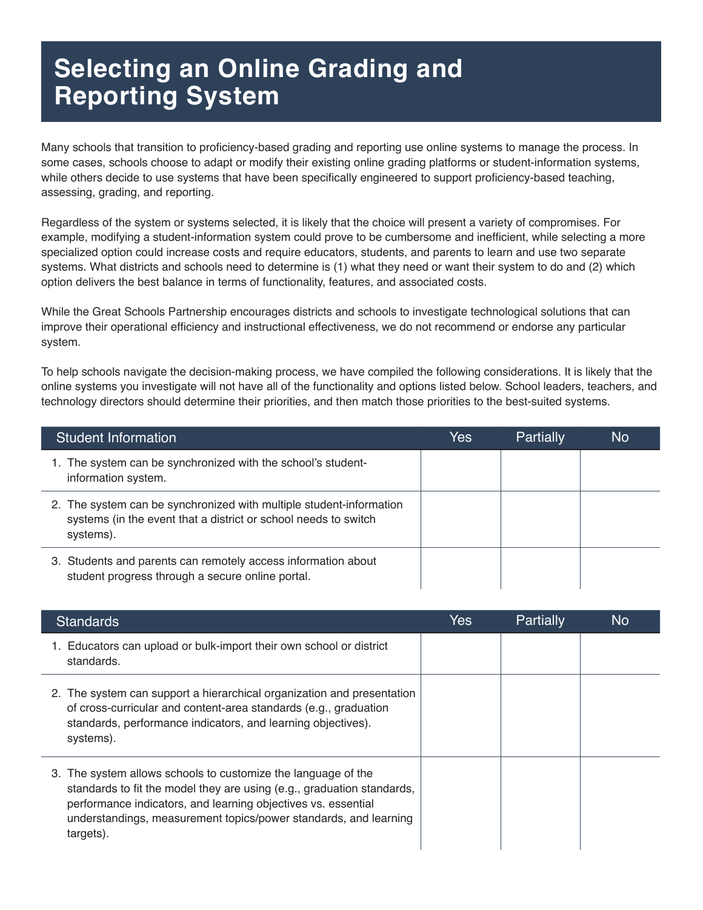# Selecting an Online Grading and Reporting System

Many schools that transition to proficiency-based grading and reporting use online systems to manage the process. In some cases, schools choose to adapt or modify their existing online grading platforms or student-information systems, while others decide to use systems that have been specifically engineered to support proficiency-based teaching, assessing, grading, and reporting.

Regardless of the system or systems selected, it is likely that the choice will present a variety of compromises. For example, modifying a student-information system could prove to be cumbersome and inefficient, while selecting a more specialized option could increase costs and require educators, students, and parents to learn and use two separate systems. What districts and schools need to determine is (1) what they need or want their system to do and (2) which option delivers the best balance in terms of functionality, features, and associated costs.

While the Great Schools Partnership encourages districts and schools to investigate technological solutions that can improve their operational efficiency and instructional effectiveness, we do not recommend or endorse any particular system.

To help schools navigate the decision-making process, we have compiled the following considerations. It is likely that the online systems you investigate will not have all of the functionality and options listed below. School leaders, teachers, and technology directors should determine their priorities, and then match those priorities to the best-suited systems.

| Student Information | Yes | Partially | No |
|---|---|---|---|
| 1. The system can be synchronized with the school's student-information system. | | | |
| 2. The system can be synchronized with multiple student-information systems (in the event that a district or school needs to switch systems). | | | |
| 3. Students and parents can remotely access information about student progress through a secure online portal. | | | |

| Standards | Yes | Partially | No |
|---|---|---|---|
| 1. Educators can upload or bulk-import their own school or district standards. | | | |
| 2. The system can support a hierarchical organization and presentation of cross-curricular and content-area standards (e.g., graduation standards, performance indicators, and learning objectives). systems). | | | |
| 3. The system allows schools to customize the language of the standards to fit the model they are using (e.g., graduation standards, performance indicators, and learning objectives vs. essential understandings, measurement topics/power standards, and learning targets). | | | |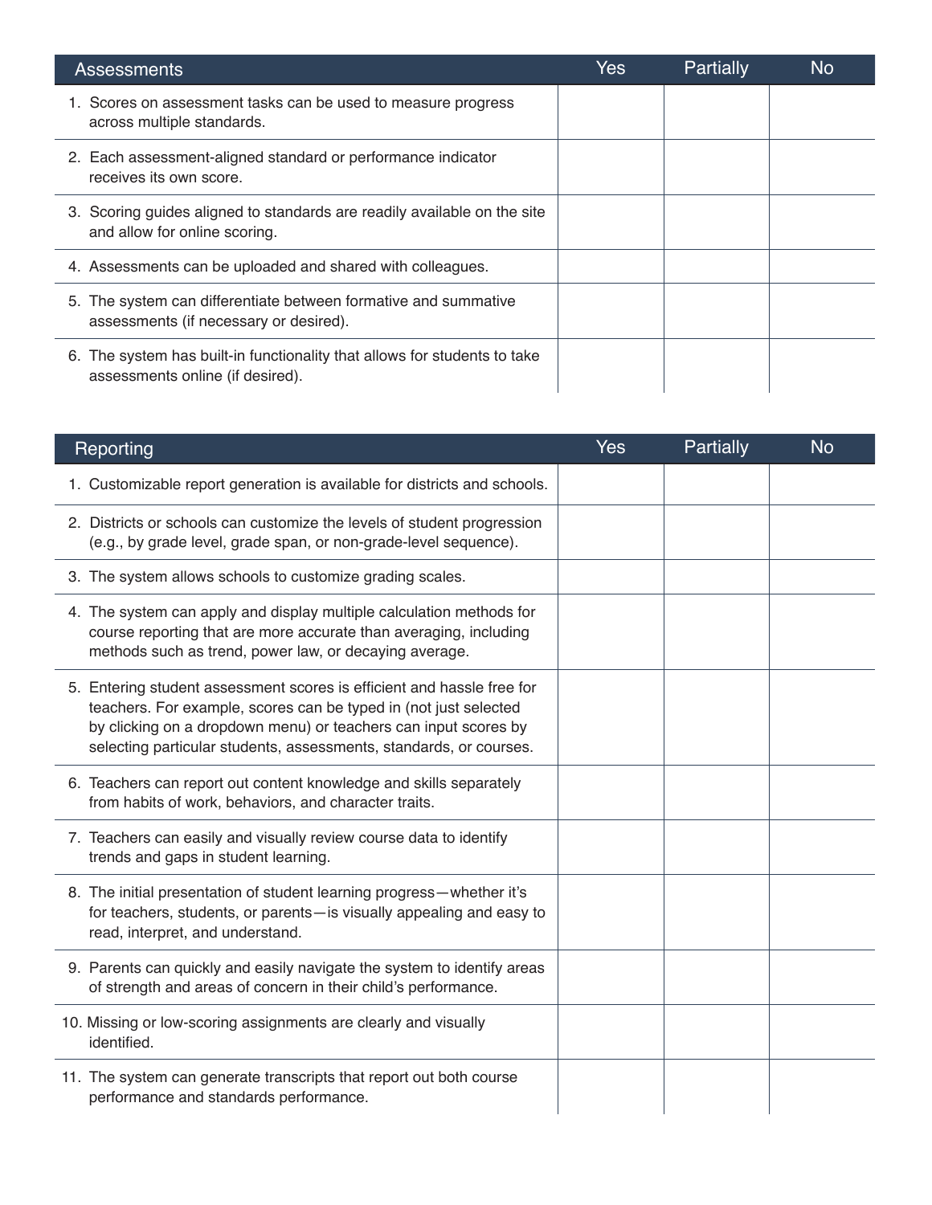| Assessments | Yes | Partially | No |
|---|---|---|---|
| 1. Scores on assessment tasks can be used to measure progress across multiple standards. | | | |
| 2. Each assessment-aligned standard or performance indicator receives its own score. | | | |
| 3. Scoring guides aligned to standards are readily available on the site and allow for online scoring. | | | |
| 4. Assessments can be uploaded and shared with colleagues. | | | |
| 5. The system can differentiate between formative and summative assessments (if necessary or desired). | | | |
| 6. The system has built-in functionality that allows for students to take assessments online (if desired). | | | |

| Reporting | Yes | Partially | No |
|---|---|---|---|
| 1. Customizable report generation is available for districts and schools. | | | |
| 2. Districts or schools can customize the levels of student progression (e.g., by grade level, grade span, or non-grade-level sequence). | | | |
| 3. The system allows schools to customize grading scales. | | | |
| 4. The system can apply and display multiple calculation methods for course reporting that are more accurate than averaging, including methods such as trend, power law, or decaying average. | | | |
| 5. Entering student assessment scores is efficient and hassle free for teachers. For example, scores can be typed in (not just selected by clicking on a dropdown menu) or teachers can input scores by selecting particular students, assessments, standards, or courses. | | | |
| 6. Teachers can report out content knowledge and skills separately from habits of work, behaviors, and character traits. | | | |
| 7. Teachers can easily and visually review course data to identify trends and gaps in student learning. | | | |
| 8. The initial presentation of student learning progress—whether it's for teachers, students, or parents—is visually appealing and easy to read, interpret, and understand. | | | |
| 9. Parents can quickly and easily navigate the system to identify areas of strength and areas of concern in their child's performance. | | | |
| 10. Missing or low-scoring assignments are clearly and visually identified. | | | |
| 11. The system can generate transcripts that report out both course performance and standards performance. | | | |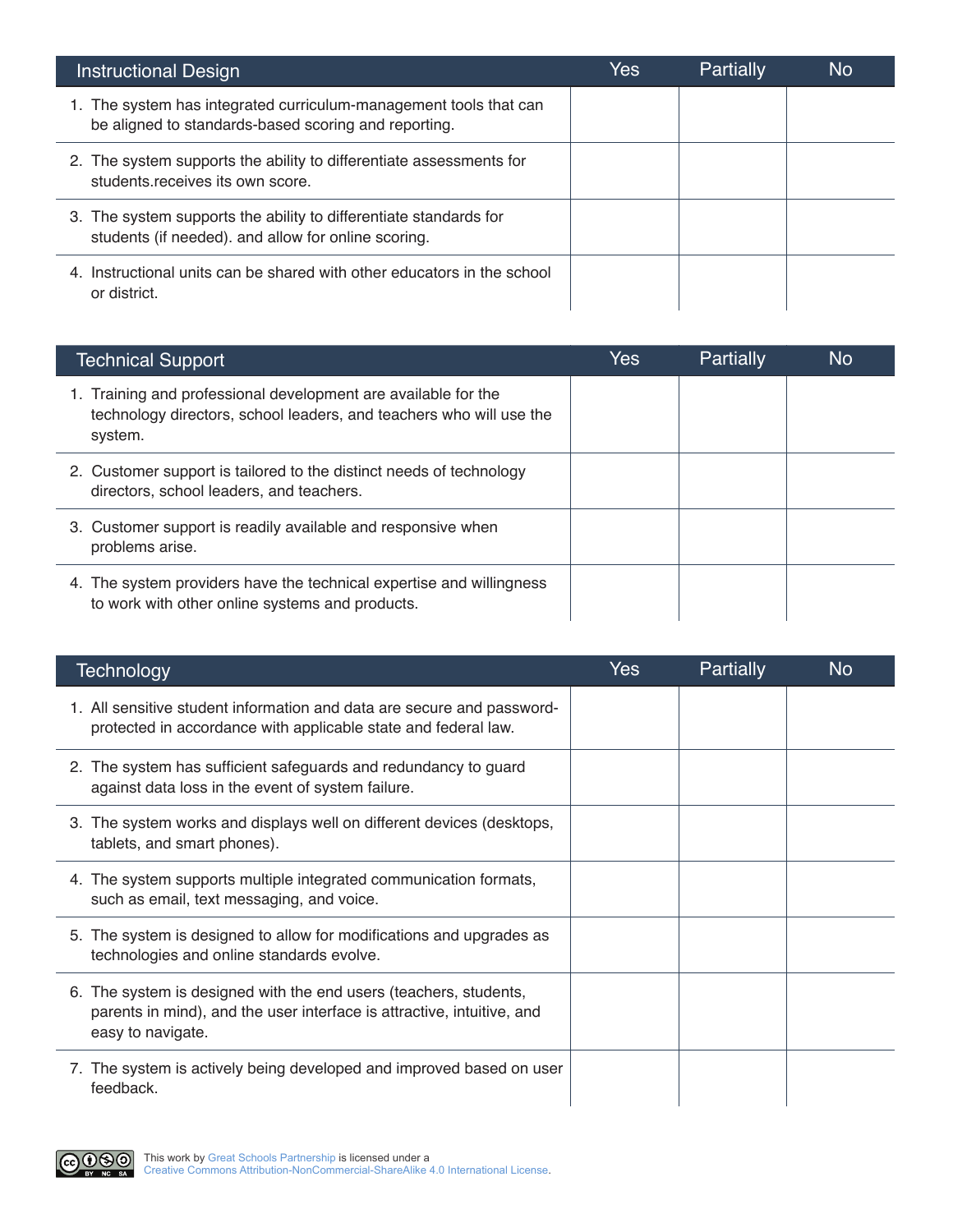| Instructional Design | Yes | Partially | No |
|---|---|---|---|
| 1. The system has integrated curriculum-management tools that can be aligned to standards-based scoring and reporting. | | | |
| 2. The system supports the ability to differentiate assessments for students.receives its own score. | | | |
| 3. The system supports the ability to differentiate standards for students (if needed). and allow for online scoring. | | | |
| 4. Instructional units can be shared with other educators in the school or district. | | | |

| Technical Support | Yes | Partially | No |
|---|---|---|---|
| 1. Training and professional development are available for the technology directors, school leaders, and teachers who will use the system. | | | |
| 2. Customer support is tailored to the distinct needs of technology directors, school leaders, and teachers. | | | |
| 3. Customer support is readily available and responsive when problems arise. | | | |
| 4. The system providers have the technical expertise and willingness to work with other online systems and products. | | | |

| Technology | Yes | Partially | No |
|---|---|---|---|
| 1. All sensitive student information and data are secure and password-protected in accordance with applicable state and federal law. | | | |
| 2. The system has sufficient safeguards and redundancy to guard against data loss in the event of system failure. | | | |
| 3. The system works and displays well on different devices (desktops, tablets, and smart phones). | | | |
| 4. The system supports multiple integrated communication formats, such as email, text messaging, and voice. | | | |
| 5. The system is designed to allow for modifications and upgrades as technologies and online standards evolve. | | | |
| 6. The system is designed with the end users (teachers, students, parents in mind), and the user interface is attractive, intuitive, and easy to navigate. | | | |
| 7. The system is actively being developed and improved based on user feedback. | | | |

This work by Great Schools Partnership is licensed under a Creative Commons Attribution-NonCommercial-ShareAlike 4.0 International License.